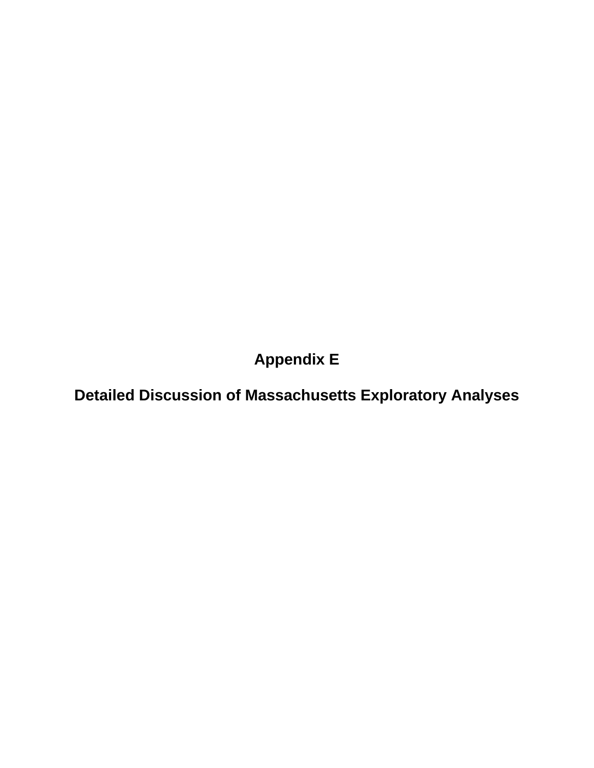# Appendix E

# Detailed Discussion of Massachusetts Exploratory Analyses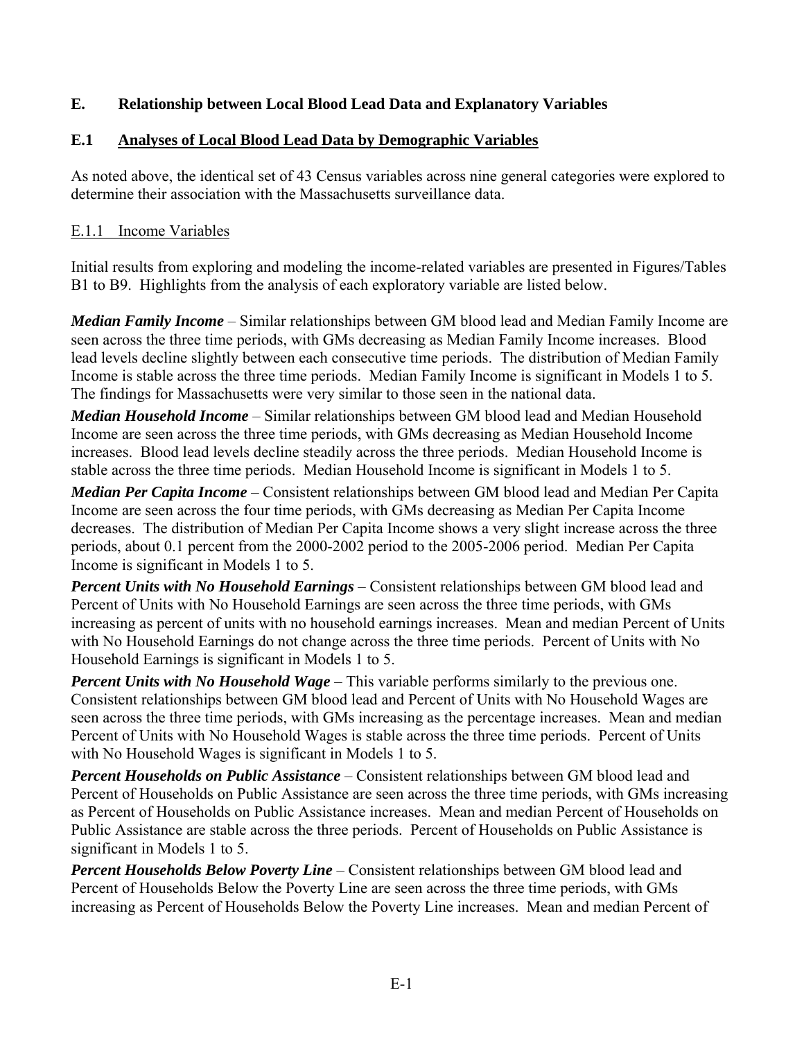## E. Relationship between Local Blood Lead Data and Explanatory Variables

### E.1 Analyses of Local Blood Lead Data by Demographic Variables

As noted above, the identical set of 43 Census variables across nine general categories were explored to determine their association with the Massachusetts surveillance data.

#### E.1.1 Income Variables

Initial results from exploring and modeling the income-related variables are presented in Figures/Tables B1 to B9. Highlights from the analysis of each exploratory variable are listed below.

***Median Family Income*** – Similar relationships between GM blood lead and Median Family Income are seen across the three time periods, with GMs decreasing as Median Family Income increases. Blood lead levels decline slightly between each consecutive time periods. The distribution of Median Family Income is stable across the three time periods. Median Family Income is significant in Models 1 to 5. The findings for Massachusetts were very similar to those seen in the national data.

***Median Household Income*** – Similar relationships between GM blood lead and Median Household Income are seen across the three time periods, with GMs decreasing as Median Household Income increases. Blood lead levels decline steadily across the three periods. Median Household Income is stable across the three time periods. Median Household Income is significant in Models 1 to 5.

***Median Per Capita Income*** – Consistent relationships between GM blood lead and Median Per Capita Income are seen across the four time periods, with GMs decreasing as Median Per Capita Income decreases. The distribution of Median Per Capita Income shows a very slight increase across the three periods, about 0.1 percent from the 2000-2002 period to the 2005-2006 period. Median Per Capita Income is significant in Models 1 to 5.

***Percent Units with No Household Earnings*** – Consistent relationships between GM blood lead and Percent of Units with No Household Earnings are seen across the three time periods, with GMs increasing as percent of units with no household earnings increases. Mean and median Percent of Units with No Household Earnings do not change across the three time periods. Percent of Units with No Household Earnings is significant in Models 1 to 5.

***Percent Units with No Household Wage*** – This variable performs similarly to the previous one. Consistent relationships between GM blood lead and Percent of Units with No Household Wages are seen across the three time periods, with GMs increasing as the percentage increases. Mean and median Percent of Units with No Household Wages is stable across the three time periods. Percent of Units with No Household Wages is significant in Models 1 to 5.

***Percent Households on Public Assistance*** – Consistent relationships between GM blood lead and Percent of Households on Public Assistance are seen across the three time periods, with GMs increasing as Percent of Households on Public Assistance increases. Mean and median Percent of Households on Public Assistance are stable across the three periods. Percent of Households on Public Assistance is significant in Models 1 to 5.

***Percent Households Below Poverty Line*** – Consistent relationships between GM blood lead and Percent of Households Below the Poverty Line are seen across the three time periods, with GMs increasing as Percent of Households Below the Poverty Line increases. Mean and median Percent of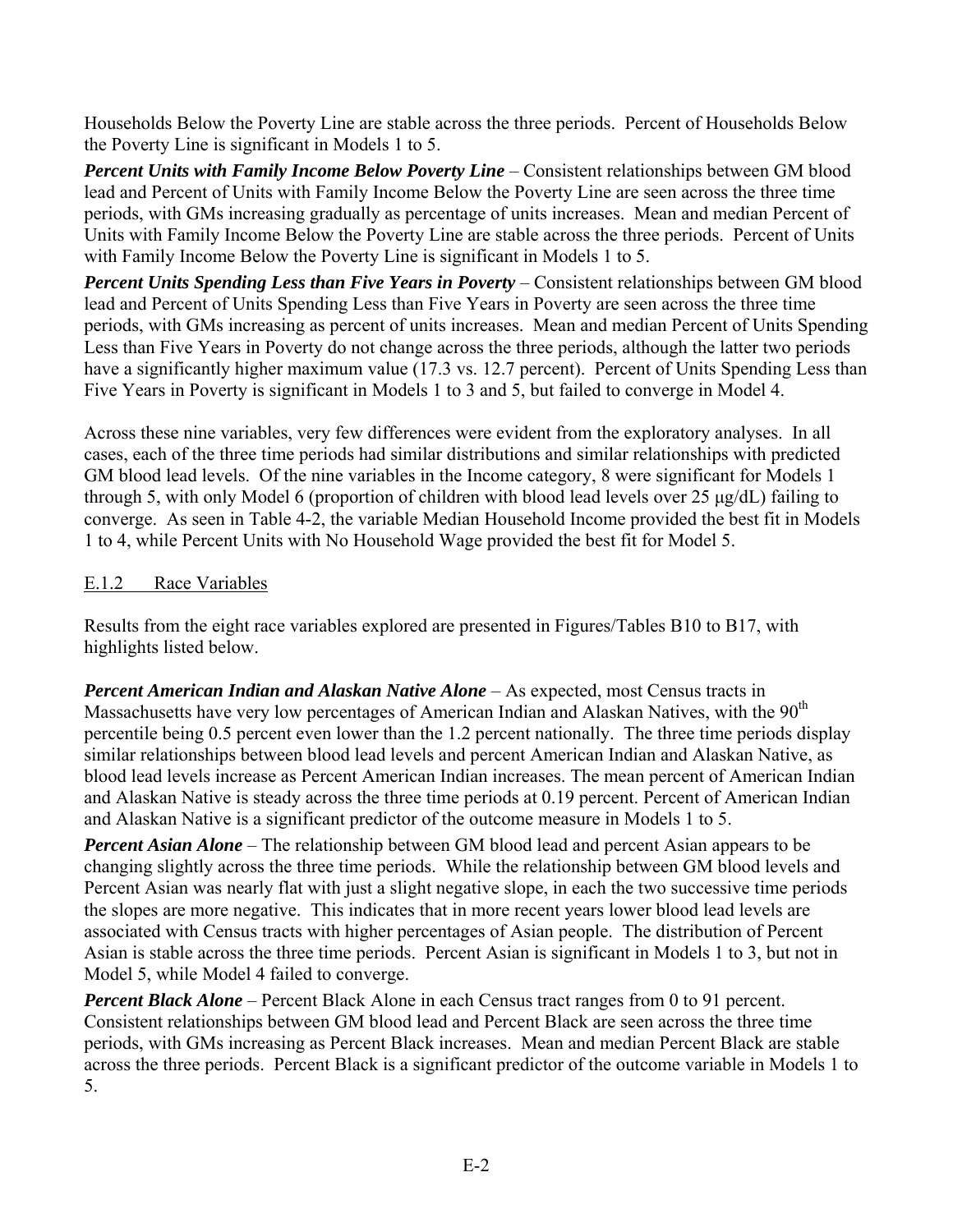Households Below the Poverty Line are stable across the three periods. Percent of Households Below the Poverty Line is significant in Models 1 to 5.

***Percent Units with Family Income Below Poverty Line*** – Consistent relationships between GM blood lead and Percent of Units with Family Income Below the Poverty Line are seen across the three time periods, with GMs increasing gradually as percentage of units increases. Mean and median Percent of Units with Family Income Below the Poverty Line are stable across the three periods. Percent of Units with Family Income Below the Poverty Line is significant in Models 1 to 5.

***Percent Units Spending Less than Five Years in Poverty*** – Consistent relationships between GM blood lead and Percent of Units Spending Less than Five Years in Poverty are seen across the three time periods, with GMs increasing as percent of units increases. Mean and median Percent of Units Spending Less than Five Years in Poverty do not change across the three periods, although the latter two periods have a significantly higher maximum value (17.3 vs. 12.7 percent). Percent of Units Spending Less than Five Years in Poverty is significant in Models 1 to 3 and 5, but failed to converge in Model 4.

Across these nine variables, very few differences were evident from the exploratory analyses. In all cases, each of the three time periods had similar distributions and similar relationships with predicted GM blood lead levels. Of the nine variables in the Income category, 8 were significant for Models 1 through 5, with only Model 6 (proportion of children with blood lead levels over 25 µg/dL) failing to converge. As seen in Table 4-2, the variable Median Household Income provided the best fit in Models 1 to 4, while Percent Units with No Household Wage provided the best fit for Model 5.

### E.1.2 Race Variables

Results from the eight race variables explored are presented in Figures/Tables B10 to B17, with highlights listed below.

***Percent American Indian and Alaskan Native Alone*** – As expected, most Census tracts in Massachusetts have very low percentages of American Indian and Alaskan Natives, with the $90^{th}$ percentile being 0.5 percent even lower than the 1.2 percent nationally. The three time periods display similar relationships between blood lead levels and percent American Indian and Alaskan Native, as blood lead levels increase as Percent American Indian increases. The mean percent of American Indian and Alaskan Native is steady across the three time periods at 0.19 percent. Percent of American Indian and Alaskan Native is a significant predictor of the outcome measure in Models 1 to 5.

***Percent Asian Alone*** – The relationship between GM blood lead and percent Asian appears to be changing slightly across the three time periods. While the relationship between GM blood levels and Percent Asian was nearly flat with just a slight negative slope, in each the two successive time periods the slopes are more negative. This indicates that in more recent years lower blood lead levels are associated with Census tracts with higher percentages of Asian people. The distribution of Percent Asian is stable across the three time periods. Percent Asian is significant in Models 1 to 3, but not in Model 5, while Model 4 failed to converge.

***Percent Black Alone*** – Percent Black Alone in each Census tract ranges from 0 to 91 percent. Consistent relationships between GM blood lead and Percent Black are seen across the three time periods, with GMs increasing as Percent Black increases. Mean and median Percent Black are stable across the three periods. Percent Black is a significant predictor of the outcome variable in Models 1 to 5.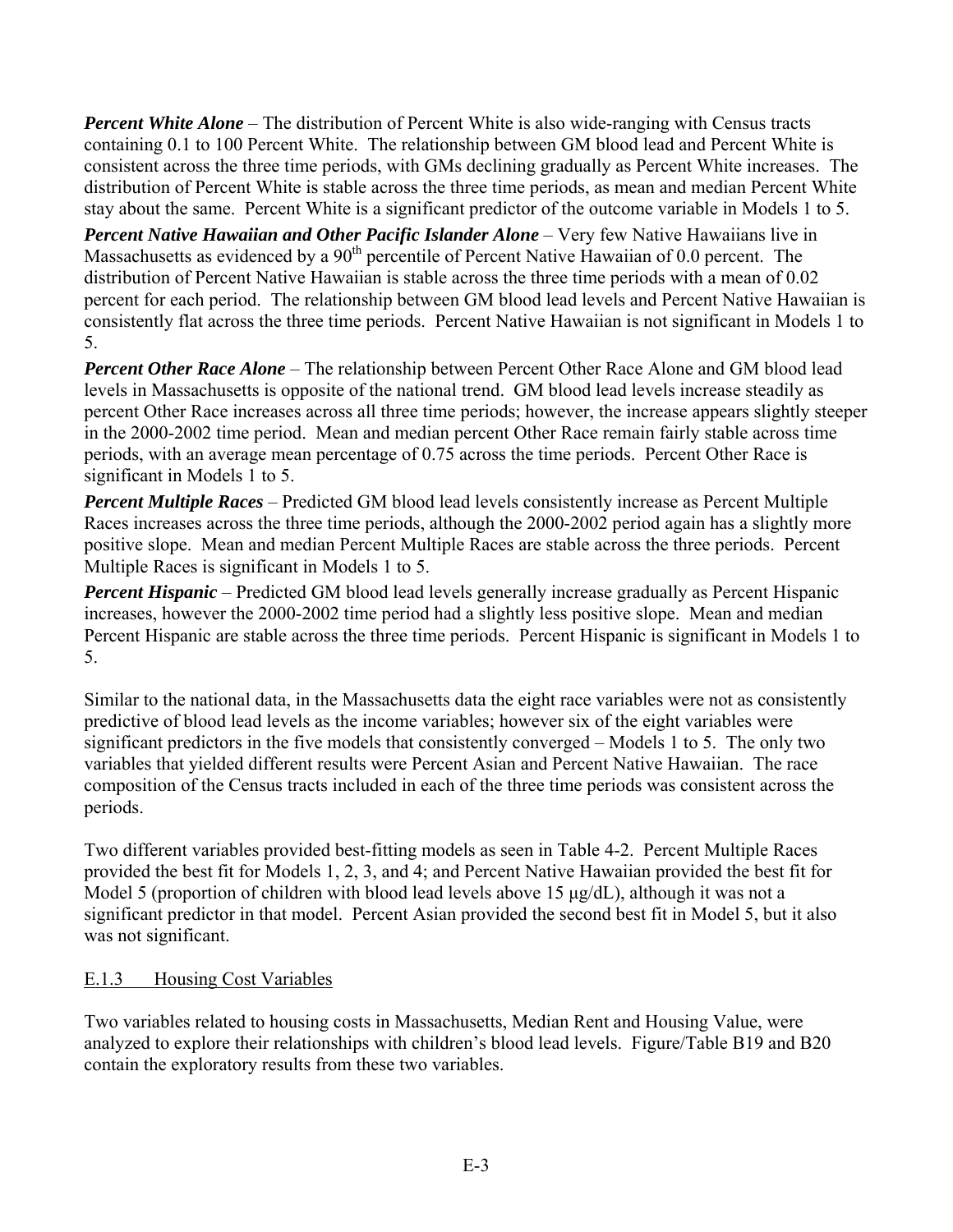***Percent White Alone*** – The distribution of Percent White is also wide-ranging with Census tracts containing 0.1 to 100 Percent White. The relationship between GM blood lead and Percent White is consistent across the three time periods, with GMs declining gradually as Percent White increases. The distribution of Percent White is stable across the three time periods, as mean and median Percent White stay about the same. Percent White is a significant predictor of the outcome variable in Models 1 to 5.

***Percent Native Hawaiian and Other Pacific Islander Alone*** – Very few Native Hawaiians live in Massachusetts as evidenced by a 90th percentile of Percent Native Hawaiian of 0.0 percent. The distribution of Percent Native Hawaiian is stable across the three time periods with a mean of 0.02 percent for each period. The relationship between GM blood lead levels and Percent Native Hawaiian is consistently flat across the three time periods. Percent Native Hawaiian is not significant in Models 1 to 5.

***Percent Other Race Alone*** – The relationship between Percent Other Race Alone and GM blood lead levels in Massachusetts is opposite of the national trend. GM blood lead levels increase steadily as percent Other Race increases across all three time periods; however, the increase appears slightly steeper in the 2000-2002 time period. Mean and median percent Other Race remain fairly stable across time periods, with an average mean percentage of 0.75 across the time periods. Percent Other Race is significant in Models 1 to 5.

***Percent Multiple Races*** – Predicted GM blood lead levels consistently increase as Percent Multiple Races increases across the three time periods, although the 2000-2002 period again has a slightly more positive slope. Mean and median Percent Multiple Races are stable across the three periods. Percent Multiple Races is significant in Models 1 to 5.

***Percent Hispanic*** – Predicted GM blood lead levels generally increase gradually as Percent Hispanic increases, however the 2000-2002 time period had a slightly less positive slope. Mean and median Percent Hispanic are stable across the three time periods. Percent Hispanic is significant in Models 1 to 5.

Similar to the national data, in the Massachusetts data the eight race variables were not as consistently predictive of blood lead levels as the income variables; however six of the eight variables were significant predictors in the five models that consistently converged – Models 1 to 5. The only two variables that yielded different results were Percent Asian and Percent Native Hawaiian. The race composition of the Census tracts included in each of the three time periods was consistent across the periods.

Two different variables provided best-fitting models as seen in Table 4-2. Percent Multiple Races provided the best fit for Models 1, 2, 3, and 4; and Percent Native Hawaiian provided the best fit for Model 5 (proportion of children with blood lead levels above 15 μg/dL), although it was not a significant predictor in that model. Percent Asian provided the second best fit in Model 5, but it also was not significant.

### E.1.3 Housing Cost Variables

Two variables related to housing costs in Massachusetts, Median Rent and Housing Value, were analyzed to explore their relationships with children's blood lead levels. Figure/Table B19 and B20 contain the exploratory results from these two variables.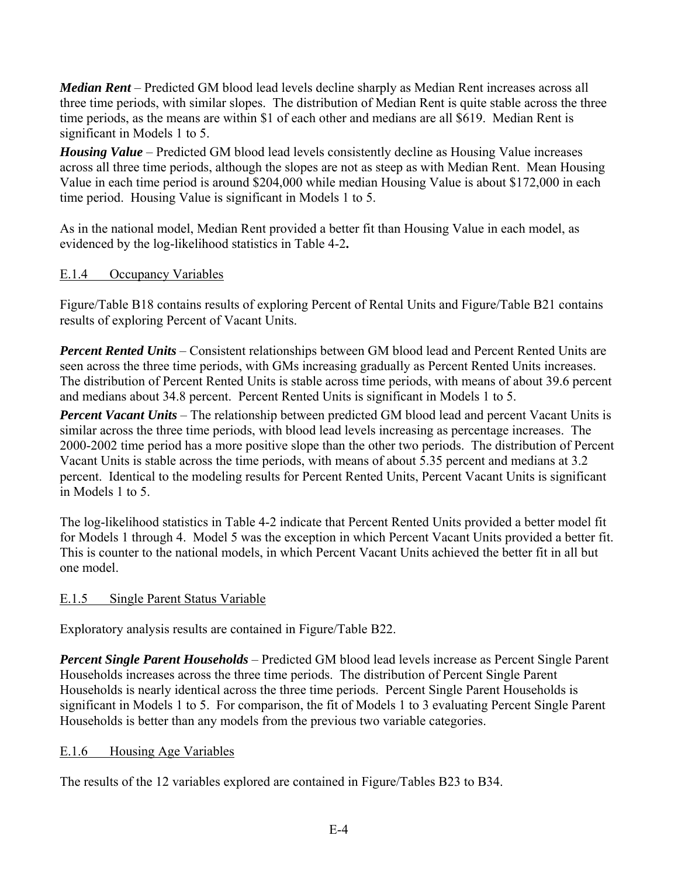***Median Rent*** – Predicted GM blood lead levels decline sharply as Median Rent increases across all three time periods, with similar slopes. The distribution of Median Rent is quite stable across the three time periods, as the means are within $1 of each other and medians are all $619. Median Rent is significant in Models 1 to 5.

***Housing Value*** – Predicted GM blood lead levels consistently decline as Housing Value increases across all three time periods, although the slopes are not as steep as with Median Rent. Mean Housing Value in each time period is around $204,000 while median Housing Value is about $172,000 in each time period. Housing Value is significant in Models 1 to 5.

As in the national model, Median Rent provided a better fit than Housing Value in each model, as evidenced by the log-likelihood statistics in Table 4-2**.**

## E.1.4 Occupancy Variables

Figure/Table B18 contains results of exploring Percent of Rental Units and Figure/Table B21 contains results of exploring Percent of Vacant Units.

***Percent Rented Units*** – Consistent relationships between GM blood lead and Percent Rented Units are seen across the three time periods, with GMs increasing gradually as Percent Rented Units increases. The distribution of Percent Rented Units is stable across time periods, with means of about 39.6 percent and medians about 34.8 percent. Percent Rented Units is significant in Models 1 to 5.

***Percent Vacant Units*** – The relationship between predicted GM blood lead and percent Vacant Units is similar across the three time periods, with blood lead levels increasing as percentage increases. The 2000-2002 time period has a more positive slope than the other two periods. The distribution of Percent Vacant Units is stable across the time periods, with means of about 5.35 percent and medians at 3.2 percent. Identical to the modeling results for Percent Rented Units, Percent Vacant Units is significant in Models 1 to 5.

The log-likelihood statistics in Table 4-2 indicate that Percent Rented Units provided a better model fit for Models 1 through 4. Model 5 was the exception in which Percent Vacant Units provided a better fit. This is counter to the national models, in which Percent Vacant Units achieved the better fit in all but one model.

## E.1.5 Single Parent Status Variable

Exploratory analysis results are contained in Figure/Table B22.

***Percent Single Parent Households*** – Predicted GM blood lead levels increase as Percent Single Parent Households increases across the three time periods. The distribution of Percent Single Parent Households is nearly identical across the three time periods. Percent Single Parent Households is significant in Models 1 to 5. For comparison, the fit of Models 1 to 3 evaluating Percent Single Parent Households is better than any models from the previous two variable categories.

## E.1.6 Housing Age Variables

The results of the 12 variables explored are contained in Figure/Tables B23 to B34.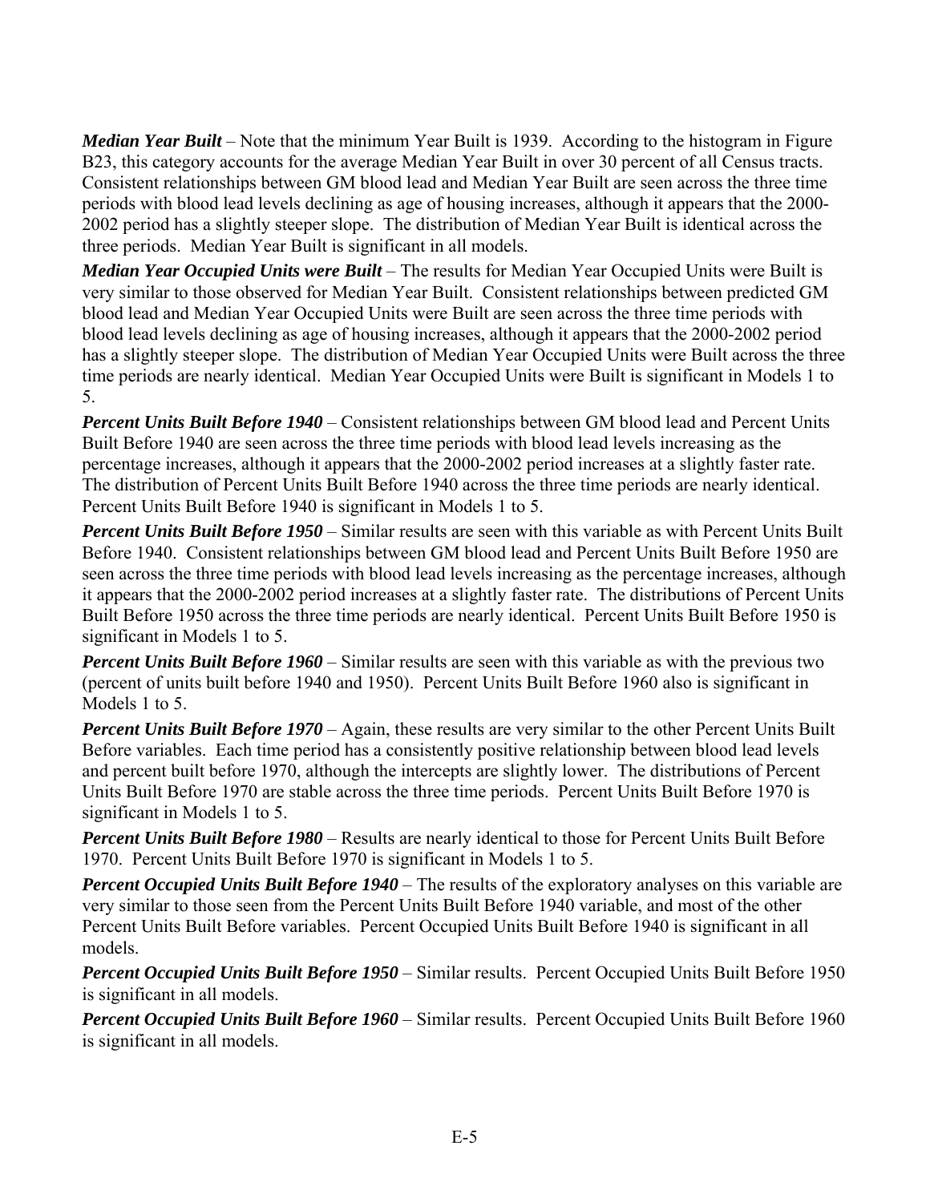***Median Year Built*** – Note that the minimum Year Built is 1939. According to the histogram in Figure B23, this category accounts for the average Median Year Built in over 30 percent of all Census tracts. Consistent relationships between GM blood lead and Median Year Built are seen across the three time periods with blood lead levels declining as age of housing increases, although it appears that the 2000-2002 period has a slightly steeper slope. The distribution of Median Year Built is identical across the three periods. Median Year Built is significant in all models.

***Median Year Occupied Units were Built*** – The results for Median Year Occupied Units were Built is very similar to those observed for Median Year Built. Consistent relationships between predicted GM blood lead and Median Year Occupied Units were Built are seen across the three time periods with blood lead levels declining as age of housing increases, although it appears that the 2000-2002 period has a slightly steeper slope. The distribution of Median Year Occupied Units were Built across the three time periods are nearly identical. Median Year Occupied Units were Built is significant in Models 1 to 5.

***Percent Units Built Before 1940*** – Consistent relationships between GM blood lead and Percent Units Built Before 1940 are seen across the three time periods with blood lead levels increasing as the percentage increases, although it appears that the 2000-2002 period increases at a slightly faster rate. The distribution of Percent Units Built Before 1940 across the three time periods are nearly identical. Percent Units Built Before 1940 is significant in Models 1 to 5.

***Percent Units Built Before 1950*** – Similar results are seen with this variable as with Percent Units Built Before 1940. Consistent relationships between GM blood lead and Percent Units Built Before 1950 are seen across the three time periods with blood lead levels increasing as the percentage increases, although it appears that the 2000-2002 period increases at a slightly faster rate. The distributions of Percent Units Built Before 1950 across the three time periods are nearly identical. Percent Units Built Before 1950 is significant in Models 1 to 5.

***Percent Units Built Before 1960*** – Similar results are seen with this variable as with the previous two (percent of units built before 1940 and 1950). Percent Units Built Before 1960 also is significant in Models 1 to 5.

***Percent Units Built Before 1970*** – Again, these results are very similar to the other Percent Units Built Before variables. Each time period has a consistently positive relationship between blood lead levels and percent built before 1970, although the intercepts are slightly lower. The distributions of Percent Units Built Before 1970 are stable across the three time periods. Percent Units Built Before 1970 is significant in Models 1 to 5.

***Percent Units Built Before 1980*** – Results are nearly identical to those for Percent Units Built Before 1970. Percent Units Built Before 1970 is significant in Models 1 to 5.

***Percent Occupied Units Built Before 1940*** – The results of the exploratory analyses on this variable are very similar to those seen from the Percent Units Built Before 1940 variable, and most of the other Percent Units Built Before variables. Percent Occupied Units Built Before 1940 is significant in all models.

***Percent Occupied Units Built Before 1950*** – Similar results. Percent Occupied Units Built Before 1950 is significant in all models.

***Percent Occupied Units Built Before 1960*** – Similar results. Percent Occupied Units Built Before 1960 is significant in all models.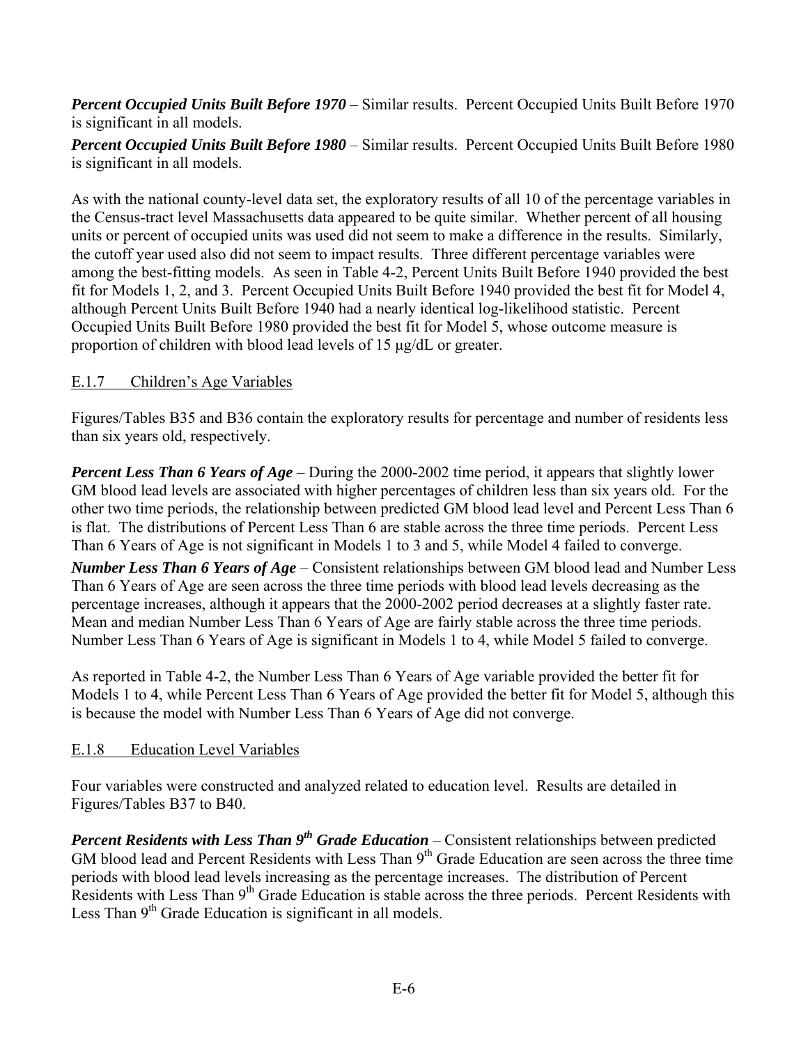***Percent Occupied Units Built Before 1970*** – Similar results. Percent Occupied Units Built Before 1970 is significant in all models.

***Percent Occupied Units Built Before 1980*** – Similar results. Percent Occupied Units Built Before 1980 is significant in all models.

As with the national county-level data set, the exploratory results of all 10 of the percentage variables in the Census-tract level Massachusetts data appeared to be quite similar. Whether percent of all housing units or percent of occupied units was used did not seem to make a difference in the results. Similarly, the cutoff year used also did not seem to impact results. Three different percentage variables were among the best-fitting models. As seen in Table 4-2, Percent Units Built Before 1940 provided the best fit for Models 1, 2, and 3. Percent Occupied Units Built Before 1940 provided the best fit for Model 4, although Percent Units Built Before 1940 had a nearly identical log-likelihood statistic. Percent Occupied Units Built Before 1980 provided the best fit for Model 5, whose outcome measure is proportion of children with blood lead levels of 15 μg/dL or greater.

### E.1.7 Children's Age Variables

Figures/Tables B35 and B36 contain the exploratory results for percentage and number of residents less than six years old, respectively.

***Percent Less Than 6 Years of Age*** – During the 2000-2002 time period, it appears that slightly lower GM blood lead levels are associated with higher percentages of children less than six years old. For the other two time periods, the relationship between predicted GM blood lead level and Percent Less Than 6 is flat. The distributions of Percent Less Than 6 are stable across the three time periods. Percent Less Than 6 Years of Age is not significant in Models 1 to 3 and 5, while Model 4 failed to converge.

***Number Less Than 6 Years of Age*** – Consistent relationships between GM blood lead and Number Less Than 6 Years of Age are seen across the three time periods with blood lead levels decreasing as the percentage increases, although it appears that the 2000-2002 period decreases at a slightly faster rate. Mean and median Number Less Than 6 Years of Age are fairly stable across the three time periods. Number Less Than 6 Years of Age is significant in Models 1 to 4, while Model 5 failed to converge.

As reported in Table 4-2, the Number Less Than 6 Years of Age variable provided the better fit for Models 1 to 4, while Percent Less Than 6 Years of Age provided the better fit for Model 5, although this is because the model with Number Less Than 6 Years of Age did not converge.

### E.1.8 Education Level Variables

Four variables were constructed and analyzed related to education level. Results are detailed in Figures/Tables B37 to B40.

***Percent Residents with Less Than 9th Grade Education*** – Consistent relationships between predicted GM blood lead and Percent Residents with Less Than 9th Grade Education are seen across the three time periods with blood lead levels increasing as the percentage increases. The distribution of Percent Residents with Less Than 9th Grade Education is stable across the three periods. Percent Residents with Less Than 9th Grade Education is significant in all models.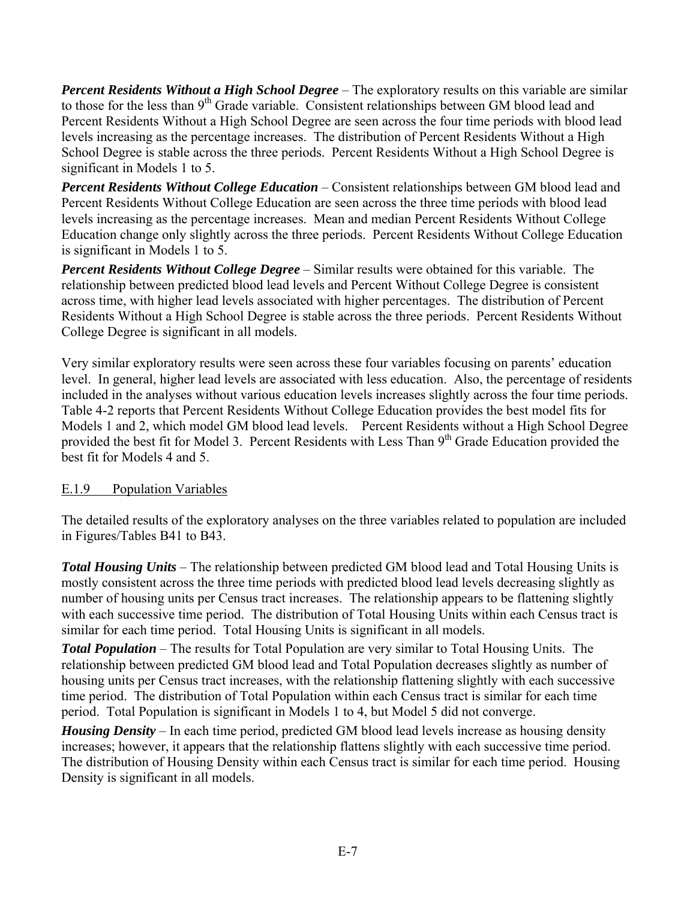***Percent Residents Without a High School Degree*** – The exploratory results on this variable are similar to those for the less than 9th Grade variable. Consistent relationships between GM blood lead and Percent Residents Without a High School Degree are seen across the four time periods with blood lead levels increasing as the percentage increases. The distribution of Percent Residents Without a High School Degree is stable across the three periods. Percent Residents Without a High School Degree is significant in Models 1 to 5.

***Percent Residents Without College Education*** – Consistent relationships between GM blood lead and Percent Residents Without College Education are seen across the three time periods with blood lead levels increasing as the percentage increases. Mean and median Percent Residents Without College Education change only slightly across the three periods. Percent Residents Without College Education is significant in Models 1 to 5.

***Percent Residents Without College Degree*** – Similar results were obtained for this variable. The relationship between predicted blood lead levels and Percent Without College Degree is consistent across time, with higher lead levels associated with higher percentages. The distribution of Percent Residents Without a High School Degree is stable across the three periods. Percent Residents Without College Degree is significant in all models.

Very similar exploratory results were seen across these four variables focusing on parents' education level. In general, higher lead levels are associated with less education. Also, the percentage of residents included in the analyses without various education levels increases slightly across the four time periods. Table 4-2 reports that Percent Residents Without College Education provides the best model fits for Models 1 and 2, which model GM blood lead levels. Percent Residents without a High School Degree provided the best fit for Model 3. Percent Residents with Less Than 9th Grade Education provided the best fit for Models 4 and 5.

## E.1.9 Population Variables

The detailed results of the exploratory analyses on the three variables related to population are included in Figures/Tables B41 to B43.

***Total Housing Units*** – The relationship between predicted GM blood lead and Total Housing Units is mostly consistent across the three time periods with predicted blood lead levels decreasing slightly as number of housing units per Census tract increases. The relationship appears to be flattening slightly with each successive time period. The distribution of Total Housing Units within each Census tract is similar for each time period. Total Housing Units is significant in all models.

***Total Population*** – The results for Total Population are very similar to Total Housing Units. The relationship between predicted GM blood lead and Total Population decreases slightly as number of housing units per Census tract increases, with the relationship flattening slightly with each successive time period. The distribution of Total Population within each Census tract is similar for each time period. Total Population is significant in Models 1 to 4, but Model 5 did not converge.

***Housing Density*** – In each time period, predicted GM blood lead levels increase as housing density increases; however, it appears that the relationship flattens slightly with each successive time period. The distribution of Housing Density within each Census tract is similar for each time period. Housing Density is significant in all models.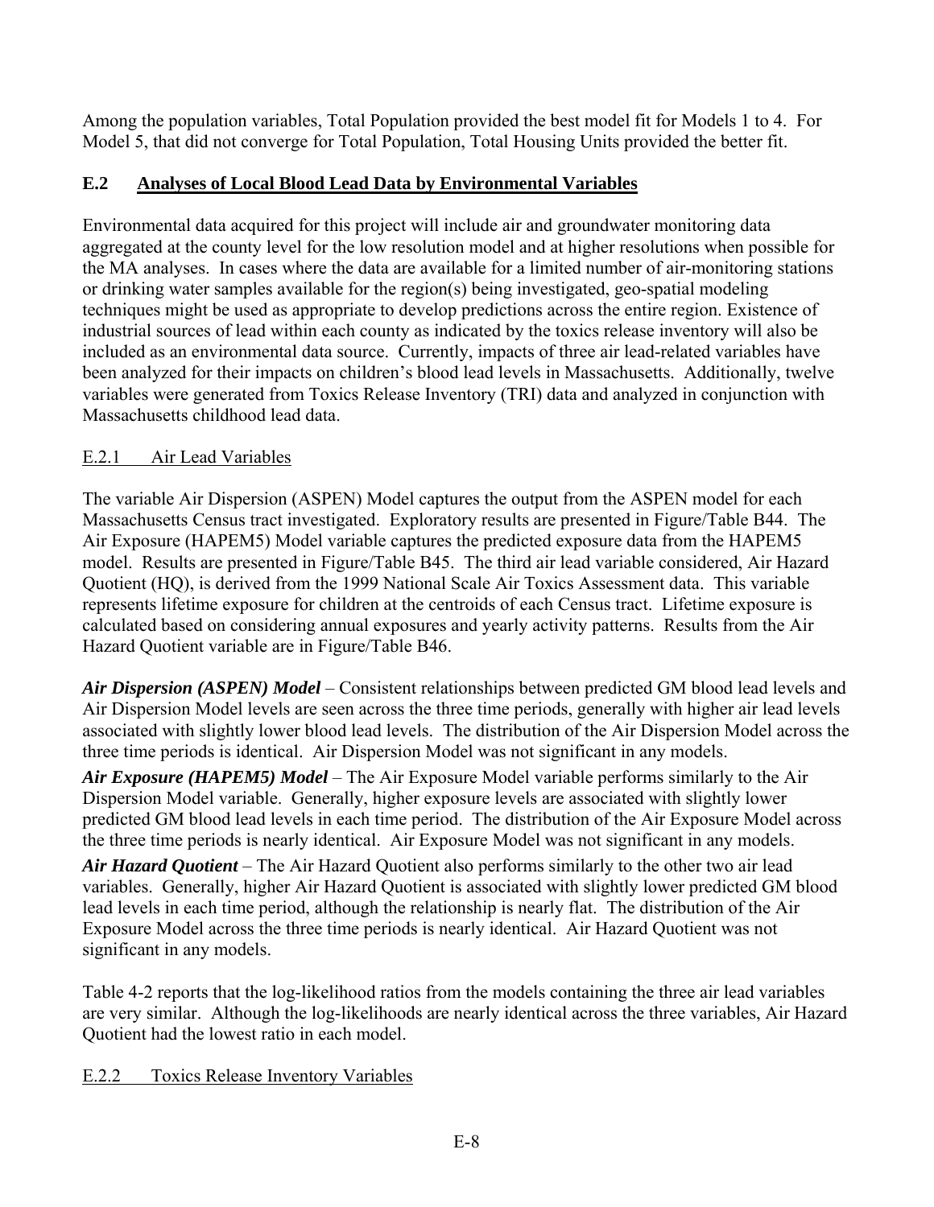Among the population variables, Total Population provided the best model fit for Models 1 to 4. For Model 5, that did not converge for Total Population, Total Housing Units provided the better fit.

## E.2 Analyses of Local Blood Lead Data by Environmental Variables

Environmental data acquired for this project will include air and groundwater monitoring data aggregated at the county level for the low resolution model and at higher resolutions when possible for the MA analyses. In cases where the data are available for a limited number of air-monitoring stations or drinking water samples available for the region(s) being investigated, geo-spatial modeling techniques might be used as appropriate to develop predictions across the entire region. Existence of industrial sources of lead within each county as indicated by the toxics release inventory will also be included as an environmental data source. Currently, impacts of three air lead-related variables have been analyzed for their impacts on children's blood lead levels in Massachusetts. Additionally, twelve variables were generated from Toxics Release Inventory (TRI) data and analyzed in conjunction with Massachusetts childhood lead data.

### E.2.1 Air Lead Variables

The variable Air Dispersion (ASPEN) Model captures the output from the ASPEN model for each Massachusetts Census tract investigated. Exploratory results are presented in Figure/Table B44. The Air Exposure (HAPEM5) Model variable captures the predicted exposure data from the HAPEM5 model. Results are presented in Figure/Table B45. The third air lead variable considered, Air Hazard Quotient (HQ), is derived from the 1999 National Scale Air Toxics Assessment data. This variable represents lifetime exposure for children at the centroids of each Census tract. Lifetime exposure is calculated based on considering annual exposures and yearly activity patterns. Results from the Air Hazard Quotient variable are in Figure/Table B46.

***Air Dispersion (ASPEN) Model*** – Consistent relationships between predicted GM blood lead levels and Air Dispersion Model levels are seen across the three time periods, generally with higher air lead levels associated with slightly lower blood lead levels. The distribution of the Air Dispersion Model across the three time periods is identical. Air Dispersion Model was not significant in any models.

***Air Exposure (HAPEM5) Model*** – The Air Exposure Model variable performs similarly to the Air Dispersion Model variable. Generally, higher exposure levels are associated with slightly lower predicted GM blood lead levels in each time period. The distribution of the Air Exposure Model across the three time periods is nearly identical. Air Exposure Model was not significant in any models.

***Air Hazard Quotient*** – The Air Hazard Quotient also performs similarly to the other two air lead variables. Generally, higher Air Hazard Quotient is associated with slightly lower predicted GM blood lead levels in each time period, although the relationship is nearly flat. The distribution of the Air Exposure Model across the three time periods is nearly identical. Air Hazard Quotient was not significant in any models.

Table 4-2 reports that the log-likelihood ratios from the models containing the three air lead variables are very similar. Although the log-likelihoods are nearly identical across the three variables, Air Hazard Quotient had the lowest ratio in each model.

### E.2.2 Toxics Release Inventory Variables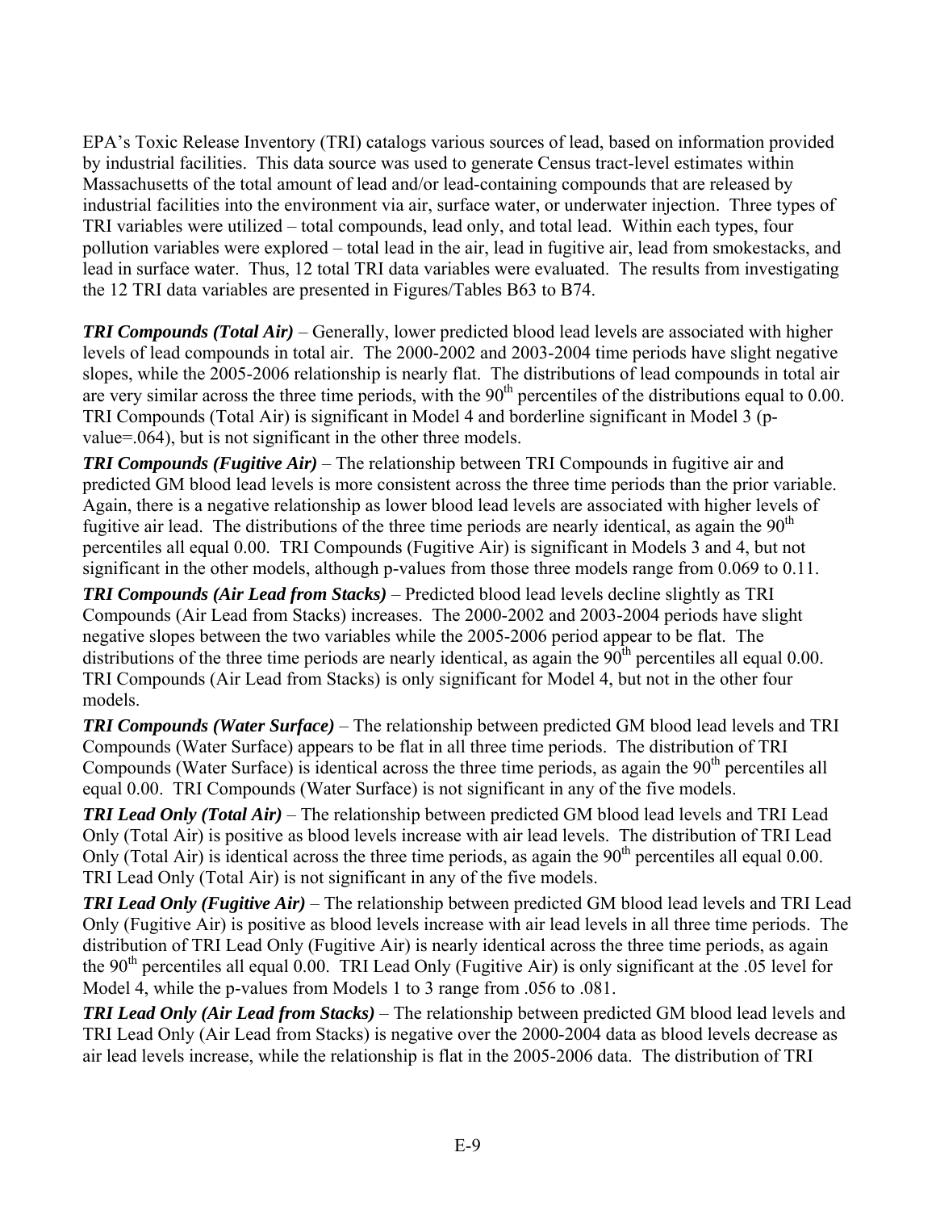EPA's Toxic Release Inventory (TRI) catalogs various sources of lead, based on information provided by industrial facilities. This data source was used to generate Census tract-level estimates within Massachusetts of the total amount of lead and/or lead-containing compounds that are released by industrial facilities into the environment via air, surface water, or underwater injection. Three types of TRI variables were utilized – total compounds, lead only, and total lead. Within each types, four pollution variables were explored – total lead in the air, lead in fugitive air, lead from smokestacks, and lead in surface water. Thus, 12 total TRI data variables were evaluated. The results from investigating the 12 TRI data variables are presented in Figures/Tables B63 to B74.

***TRI Compounds (Total Air)*** – Generally, lower predicted blood lead levels are associated with higher levels of lead compounds in total air. The 2000-2002 and 2003-2004 time periods have slight negative slopes, while the 2005-2006 relationship is nearly flat. The distributions of lead compounds in total air are very similar across the three time periods, with the 90th percentiles of the distributions equal to 0.00. TRI Compounds (Total Air) is significant in Model 4 and borderline significant in Model 3 (p-value=.064), but is not significant in the other three models.

***TRI Compounds (Fugitive Air)*** – The relationship between TRI Compounds in fugitive air and predicted GM blood lead levels is more consistent across the three time periods than the prior variable. Again, there is a negative relationship as lower blood lead levels are associated with higher levels of fugitive air lead. The distributions of the three time periods are nearly identical, as again the 90th percentiles all equal 0.00. TRI Compounds (Fugitive Air) is significant in Models 3 and 4, but not significant in the other models, although p-values from those three models range from 0.069 to 0.11.

***TRI Compounds (Air Lead from Stacks)*** – Predicted blood lead levels decline slightly as TRI Compounds (Air Lead from Stacks) increases. The 2000-2002 and 2003-2004 periods have slight negative slopes between the two variables while the 2005-2006 period appear to be flat. The distributions of the three time periods are nearly identical, as again the 90th percentiles all equal 0.00. TRI Compounds (Air Lead from Stacks) is only significant for Model 4, but not in the other four models.

***TRI Compounds (Water Surface)*** – The relationship between predicted GM blood lead levels and TRI Compounds (Water Surface) appears to be flat in all three time periods. The distribution of TRI Compounds (Water Surface) is identical across the three time periods, as again the 90th percentiles all equal 0.00. TRI Compounds (Water Surface) is not significant in any of the five models.

***TRI Lead Only (Total Air)*** – The relationship between predicted GM blood lead levels and TRI Lead Only (Total Air) is positive as blood levels increase with air lead levels. The distribution of TRI Lead Only (Total Air) is identical across the three time periods, as again the 90th percentiles all equal 0.00. TRI Lead Only (Total Air) is not significant in any of the five models.

***TRI Lead Only (Fugitive Air)*** – The relationship between predicted GM blood lead levels and TRI Lead Only (Fugitive Air) is positive as blood levels increase with air lead levels in all three time periods. The distribution of TRI Lead Only (Fugitive Air) is nearly identical across the three time periods, as again the 90th percentiles all equal 0.00. TRI Lead Only (Fugitive Air) is only significant at the .05 level for Model 4, while the p-values from Models 1 to 3 range from .056 to .081.

***TRI Lead Only (Air Lead from Stacks)*** – The relationship between predicted GM blood lead levels and TRI Lead Only (Air Lead from Stacks) is negative over the 2000-2004 data as blood levels decrease as air lead levels increase, while the relationship is flat in the 2005-2006 data. The distribution of TRI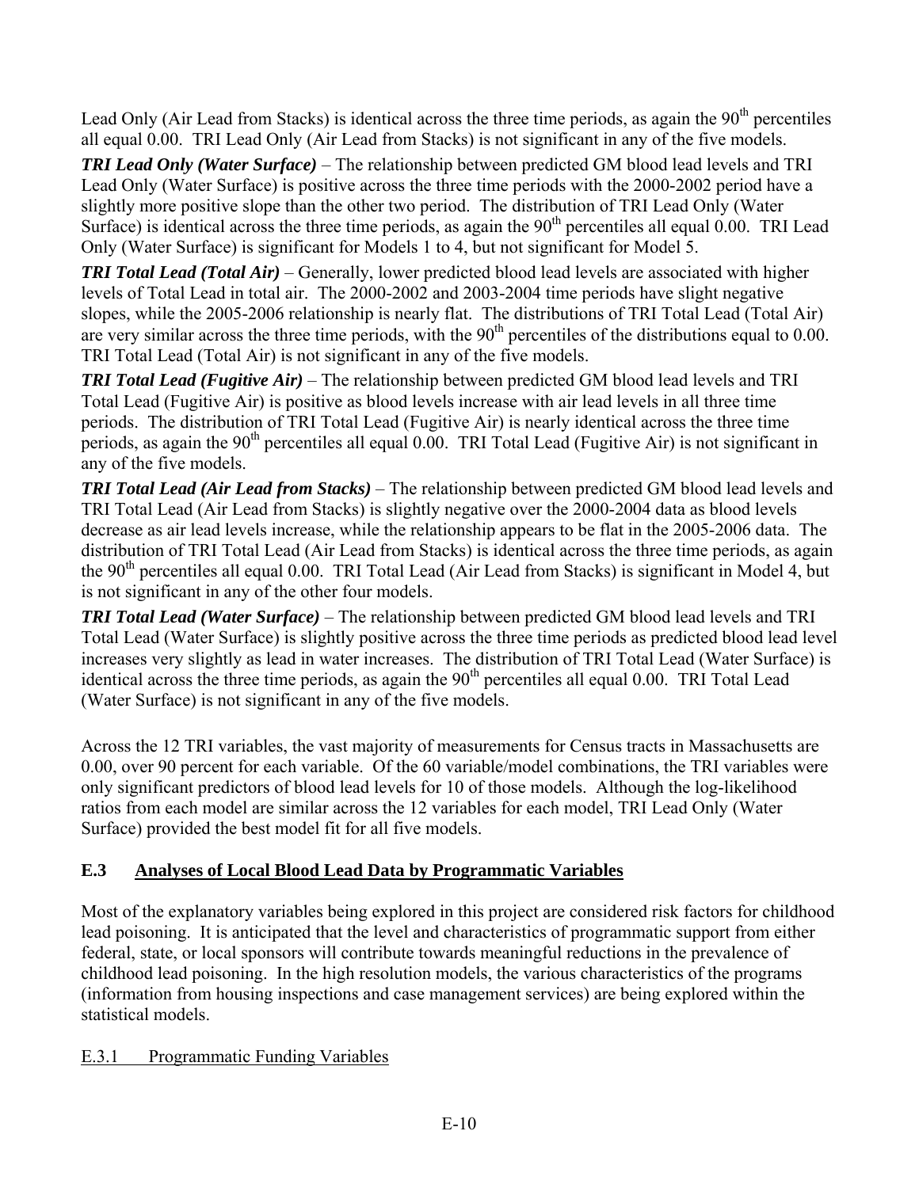Lead Only (Air Lead from Stacks) is identical across the three time periods, as again the 90th percentiles all equal 0.00. TRI Lead Only (Air Lead from Stacks) is not significant in any of the five models.

***TRI Lead Only (Water Surface)*** – The relationship between predicted GM blood lead levels and TRI Lead Only (Water Surface) is positive across the three time periods with the 2000-2002 period have a slightly more positive slope than the other two period. The distribution of TRI Lead Only (Water Surface) is identical across the three time periods, as again the 90th percentiles all equal 0.00. TRI Lead Only (Water Surface) is significant for Models 1 to 4, but not significant for Model 5.

***TRI Total Lead (Total Air)*** – Generally, lower predicted blood lead levels are associated with higher levels of Total Lead in total air. The 2000-2002 and 2003-2004 time periods have slight negative slopes, while the 2005-2006 relationship is nearly flat. The distributions of TRI Total Lead (Total Air) are very similar across the three time periods, with the 90th percentiles of the distributions equal to 0.00. TRI Total Lead (Total Air) is not significant in any of the five models.

***TRI Total Lead (Fugitive Air)*** – The relationship between predicted GM blood lead levels and TRI Total Lead (Fugitive Air) is positive as blood levels increase with air lead levels in all three time periods. The distribution of TRI Total Lead (Fugitive Air) is nearly identical across the three time periods, as again the 90th percentiles all equal 0.00. TRI Total Lead (Fugitive Air) is not significant in any of the five models.

***TRI Total Lead (Air Lead from Stacks)*** – The relationship between predicted GM blood lead levels and TRI Total Lead (Air Lead from Stacks) is slightly negative over the 2000-2004 data as blood levels decrease as air lead levels increase, while the relationship appears to be flat in the 2005-2006 data. The distribution of TRI Total Lead (Air Lead from Stacks) is identical across the three time periods, as again the 90th percentiles all equal 0.00. TRI Total Lead (Air Lead from Stacks) is significant in Model 4, but is not significant in any of the other four models.

***TRI Total Lead (Water Surface)*** – The relationship between predicted GM blood lead levels and TRI Total Lead (Water Surface) is slightly positive across the three time periods as predicted blood lead level increases very slightly as lead in water increases. The distribution of TRI Total Lead (Water Surface) is identical across the three time periods, as again the 90th percentiles all equal 0.00. TRI Total Lead (Water Surface) is not significant in any of the five models.

Across the 12 TRI variables, the vast majority of measurements for Census tracts in Massachusetts are 0.00, over 90 percent for each variable. Of the 60 variable/model combinations, the TRI variables were only significant predictors of blood lead levels for 10 of those models. Although the log-likelihood ratios from each model are similar across the 12 variables for each model, TRI Lead Only (Water Surface) provided the best model fit for all five models.

## E.3 Analyses of Local Blood Lead Data by Programmatic Variables

Most of the explanatory variables being explored in this project are considered risk factors for childhood lead poisoning. It is anticipated that the level and characteristics of programmatic support from either federal, state, or local sponsors will contribute towards meaningful reductions in the prevalence of childhood lead poisoning. In the high resolution models, the various characteristics of the programs (information from housing inspections and case management services) are being explored within the statistical models.

### E.3.1 Programmatic Funding Variables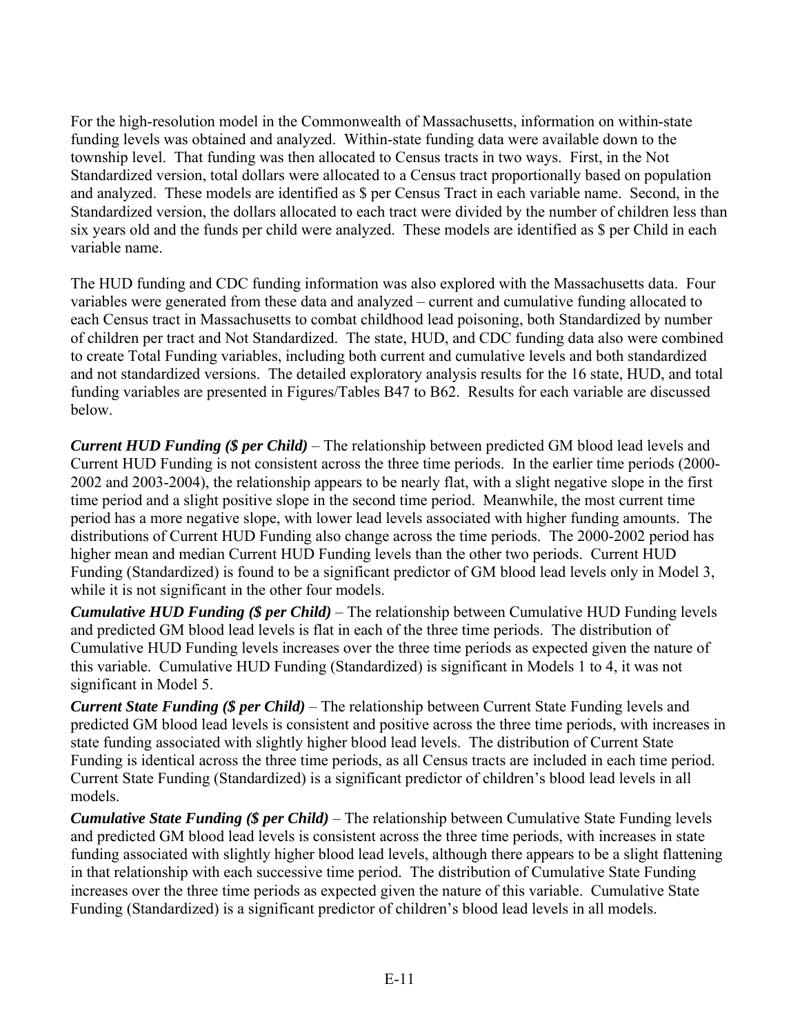For the high-resolution model in the Commonwealth of Massachusetts, information on within-state funding levels was obtained and analyzed. Within-state funding data were available down to the township level. That funding was then allocated to Census tracts in two ways. First, in the Not Standardized version, total dollars were allocated to a Census tract proportionally based on population and analyzed. These models are identified as $ per Census Tract in each variable name. Second, in the Standardized version, the dollars allocated to each tract were divided by the number of children less than six years old and the funds per child were analyzed. These models are identified as $ per Child in each variable name.

The HUD funding and CDC funding information was also explored with the Massachusetts data. Four variables were generated from these data and analyzed – current and cumulative funding allocated to each Census tract in Massachusetts to combat childhood lead poisoning, both Standardized by number of children per tract and Not Standardized. The state, HUD, and CDC funding data also were combined to create Total Funding variables, including both current and cumulative levels and both standardized and not standardized versions. The detailed exploratory analysis results for the 16 state, HUD, and total funding variables are presented in Figures/Tables B47 to B62. Results for each variable are discussed below.

***Current HUD Funding ($ per Child)*** – The relationship between predicted GM blood lead levels and Current HUD Funding is not consistent across the three time periods. In the earlier time periods (2000-2002 and 2003-2004), the relationship appears to be nearly flat, with a slight negative slope in the first time period and a slight positive slope in the second time period. Meanwhile, the most current time period has a more negative slope, with lower lead levels associated with higher funding amounts. The distributions of Current HUD Funding also change across the time periods. The 2000-2002 period has higher mean and median Current HUD Funding levels than the other two periods. Current HUD Funding (Standardized) is found to be a significant predictor of GM blood lead levels only in Model 3, while it is not significant in the other four models.

***Cumulative HUD Funding ($ per Child)*** – The relationship between Cumulative HUD Funding levels and predicted GM blood lead levels is flat in each of the three time periods. The distribution of Cumulative HUD Funding levels increases over the three time periods as expected given the nature of this variable. Cumulative HUD Funding (Standardized) is significant in Models 1 to 4, it was not significant in Model 5.

***Current State Funding ($ per Child)*** – The relationship between Current State Funding levels and predicted GM blood lead levels is consistent and positive across the three time periods, with increases in state funding associated with slightly higher blood lead levels. The distribution of Current State Funding is identical across the three time periods, as all Census tracts are included in each time period. Current State Funding (Standardized) is a significant predictor of children's blood lead levels in all models.

***Cumulative State Funding ($ per Child)*** – The relationship between Cumulative State Funding levels and predicted GM blood lead levels is consistent across the three time periods, with increases in state funding associated with slightly higher blood lead levels, although there appears to be a slight flattening in that relationship with each successive time period. The distribution of Cumulative State Funding increases over the three time periods as expected given the nature of this variable. Cumulative State Funding (Standardized) is a significant predictor of children's blood lead levels in all models.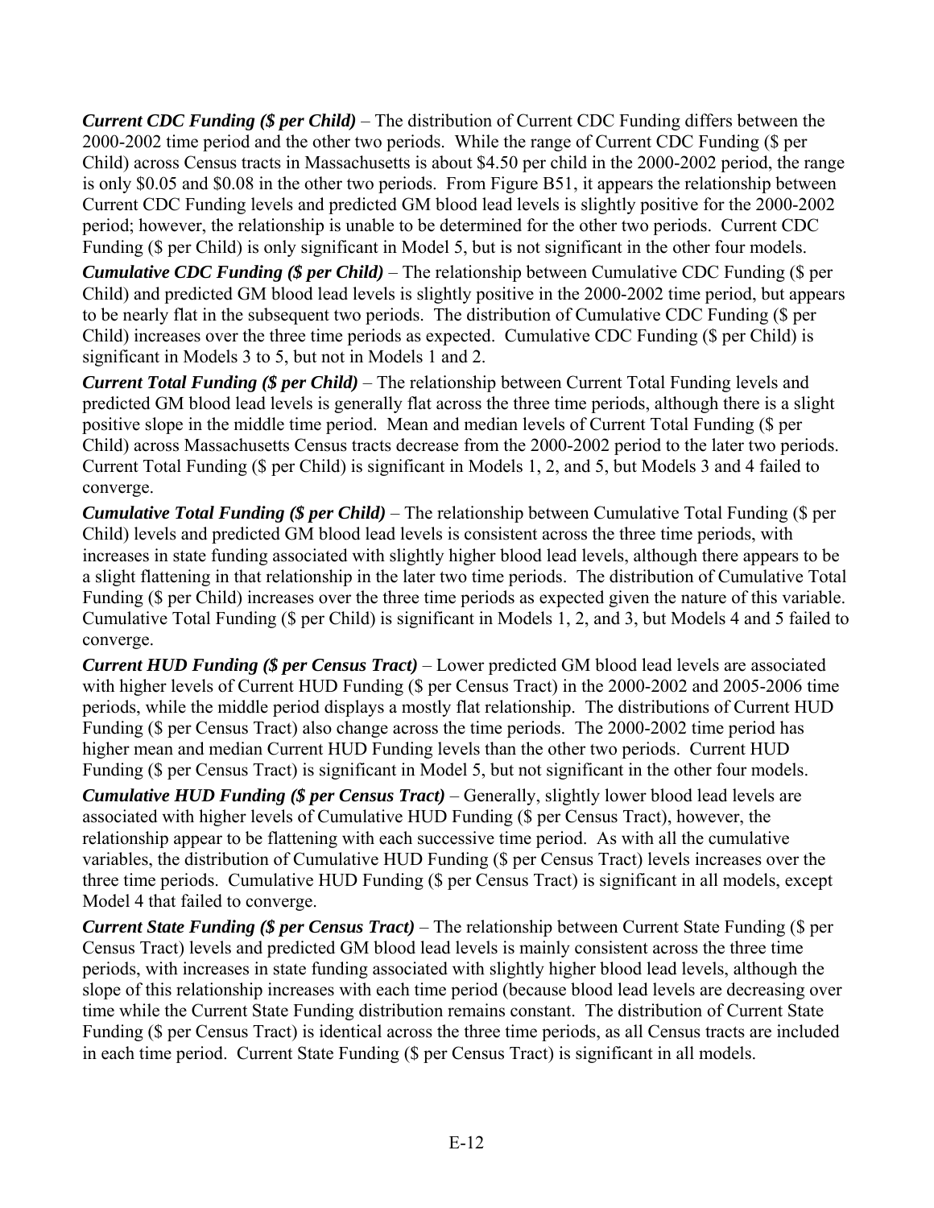***Current CDC Funding ($ per Child)*** – The distribution of Current CDC Funding differs between the 2000-2002 time period and the other two periods. While the range of Current CDC Funding ($ per Child) across Census tracts in Massachusetts is about $4.50 per child in the 2000-2002 period, the range is only $0.05 and $0.08 in the other two periods. From Figure B51, it appears the relationship between Current CDC Funding levels and predicted GM blood lead levels is slightly positive for the 2000-2002 period; however, the relationship is unable to be determined for the other two periods. Current CDC Funding ($ per Child) is only significant in Model 5, but is not significant in the other four models.

***Cumulative CDC Funding ($ per Child)*** – The relationship between Cumulative CDC Funding ($ per Child) and predicted GM blood lead levels is slightly positive in the 2000-2002 time period, but appears to be nearly flat in the subsequent two periods. The distribution of Cumulative CDC Funding ($ per Child) increases over the three time periods as expected. Cumulative CDC Funding ($ per Child) is significant in Models 3 to 5, but not in Models 1 and 2.

***Current Total Funding ($ per Child)*** – The relationship between Current Total Funding levels and predicted GM blood lead levels is generally flat across the three time periods, although there is a slight positive slope in the middle time period. Mean and median levels of Current Total Funding ($ per Child) across Massachusetts Census tracts decrease from the 2000-2002 period to the later two periods. Current Total Funding ($ per Child) is significant in Models 1, 2, and 5, but Models 3 and 4 failed to converge.

***Cumulative Total Funding ($ per Child)*** – The relationship between Cumulative Total Funding ($ per Child) levels and predicted GM blood lead levels is consistent across the three time periods, with increases in state funding associated with slightly higher blood lead levels, although there appears to be a slight flattening in that relationship in the later two time periods. The distribution of Cumulative Total Funding ($ per Child) increases over the three time periods as expected given the nature of this variable. Cumulative Total Funding ($ per Child) is significant in Models 1, 2, and 3, but Models 4 and 5 failed to converge.

***Current HUD Funding ($ per Census Tract)*** – Lower predicted GM blood lead levels are associated with higher levels of Current HUD Funding ($ per Census Tract) in the 2000-2002 and 2005-2006 time periods, while the middle period displays a mostly flat relationship. The distributions of Current HUD Funding ($ per Census Tract) also change across the time periods. The 2000-2002 time period has higher mean and median Current HUD Funding levels than the other two periods. Current HUD Funding ($ per Census Tract) is significant in Model 5, but not significant in the other four models.

***Cumulative HUD Funding ($ per Census Tract)*** – Generally, slightly lower blood lead levels are associated with higher levels of Cumulative HUD Funding ($ per Census Tract), however, the relationship appear to be flattening with each successive time period. As with all the cumulative variables, the distribution of Cumulative HUD Funding ($ per Census Tract) levels increases over the three time periods. Cumulative HUD Funding ($ per Census Tract) is significant in all models, except Model 4 that failed to converge.

***Current State Funding ($ per Census Tract)*** – The relationship between Current State Funding ($ per Census Tract) levels and predicted GM blood lead levels is mainly consistent across the three time periods, with increases in state funding associated with slightly higher blood lead levels, although the slope of this relationship increases with each time period (because blood lead levels are decreasing over time while the Current State Funding distribution remains constant. The distribution of Current State Funding ($ per Census Tract) is identical across the three time periods, as all Census tracts are included in each time period. Current State Funding ($ per Census Tract) is significant in all models.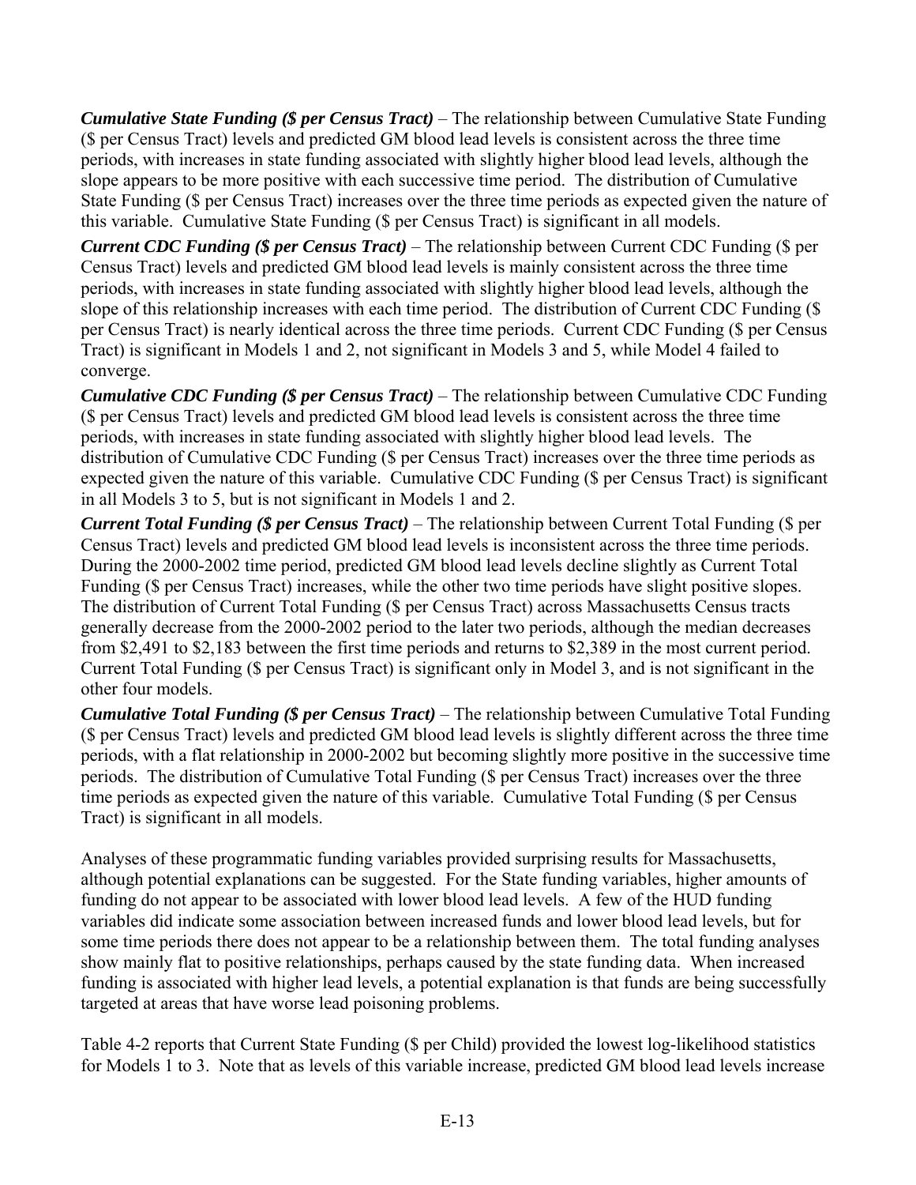***Cumulative State Funding ($ per Census Tract)*** – The relationship between Cumulative State Funding ($ per Census Tract) levels and predicted GM blood lead levels is consistent across the three time periods, with increases in state funding associated with slightly higher blood lead levels, although the slope appears to be more positive with each successive time period. The distribution of Cumulative State Funding ($ per Census Tract) increases over the three time periods as expected given the nature of this variable. Cumulative State Funding ($ per Census Tract) is significant in all models.

***Current CDC Funding ($ per Census Tract)*** – The relationship between Current CDC Funding ($ per Census Tract) levels and predicted GM blood lead levels is mainly consistent across the three time periods, with increases in state funding associated with slightly higher blood lead levels, although the slope of this relationship increases with each time period. The distribution of Current CDC Funding ($ per Census Tract) is nearly identical across the three time periods. Current CDC Funding ($ per Census Tract) is significant in Models 1 and 2, not significant in Models 3 and 5, while Model 4 failed to converge.

***Cumulative CDC Funding ($ per Census Tract)*** – The relationship between Cumulative CDC Funding ($ per Census Tract) levels and predicted GM blood lead levels is consistent across the three time periods, with increases in state funding associated with slightly higher blood lead levels. The distribution of Cumulative CDC Funding ($ per Census Tract) increases over the three time periods as expected given the nature of this variable. Cumulative CDC Funding ($ per Census Tract) is significant in all Models 3 to 5, but is not significant in Models 1 and 2.

***Current Total Funding ($ per Census Tract)*** – The relationship between Current Total Funding ($ per Census Tract) levels and predicted GM blood lead levels is inconsistent across the three time periods. During the 2000-2002 time period, predicted GM blood lead levels decline slightly as Current Total Funding ($ per Census Tract) increases, while the other two time periods have slight positive slopes. The distribution of Current Total Funding ($ per Census Tract) across Massachusetts Census tracts generally decrease from the 2000-2002 period to the later two periods, although the median decreases from $2,491 to $2,183 between the first time periods and returns to $2,389 in the most current period. Current Total Funding ($ per Census Tract) is significant only in Model 3, and is not significant in the other four models.

***Cumulative Total Funding ($ per Census Tract)*** – The relationship between Cumulative Total Funding ($ per Census Tract) levels and predicted GM blood lead levels is slightly different across the three time periods, with a flat relationship in 2000-2002 but becoming slightly more positive in the successive time periods. The distribution of Cumulative Total Funding ($ per Census Tract) increases over the three time periods as expected given the nature of this variable. Cumulative Total Funding ($ per Census Tract) is significant in all models.

Analyses of these programmatic funding variables provided surprising results for Massachusetts, although potential explanations can be suggested. For the State funding variables, higher amounts of funding do not appear to be associated with lower blood lead levels. A few of the HUD funding variables did indicate some association between increased funds and lower blood lead levels, but for some time periods there does not appear to be a relationship between them. The total funding analyses show mainly flat to positive relationships, perhaps caused by the state funding data. When increased funding is associated with higher lead levels, a potential explanation is that funds are being successfully targeted at areas that have worse lead poisoning problems.

Table 4-2 reports that Current State Funding ($ per Child) provided the lowest log-likelihood statistics for Models 1 to 3. Note that as levels of this variable increase, predicted GM blood lead levels increase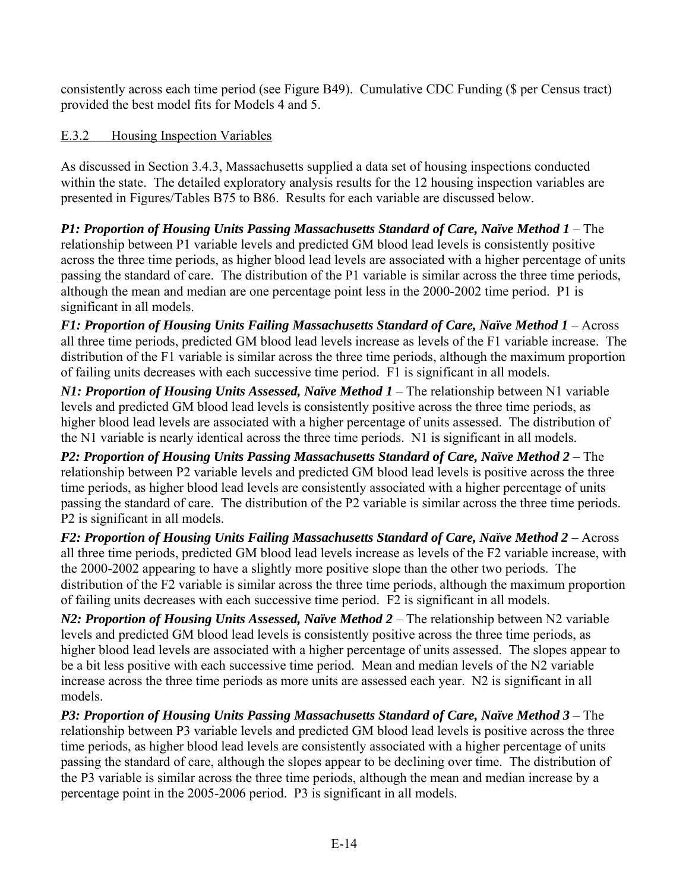consistently across each time period (see Figure B49). Cumulative CDC Funding ($ per Census tract) provided the best model fits for Models 4 and 5.

### E.3.2 Housing Inspection Variables

As discussed in Section 3.4.3, Massachusetts supplied a data set of housing inspections conducted within the state. The detailed exploratory analysis results for the 12 housing inspection variables are presented in Figures/Tables B75 to B86. Results for each variable are discussed below.

***P1: Proportion of Housing Units Passing Massachusetts Standard of Care, Naïve Method 1*** – The relationship between P1 variable levels and predicted GM blood lead levels is consistently positive across the three time periods, as higher blood lead levels are associated with a higher percentage of units passing the standard of care. The distribution of the P1 variable is similar across the three time periods, although the mean and median are one percentage point less in the 2000-2002 time period. P1 is significant in all models.

***F1: Proportion of Housing Units Failing Massachusetts Standard of Care, Naïve Method 1*** – Across all three time periods, predicted GM blood lead levels increase as levels of the F1 variable increase. The distribution of the F1 variable is similar across the three time periods, although the maximum proportion of failing units decreases with each successive time period. F1 is significant in all models.

***N1: Proportion of Housing Units Assessed, Naïve Method 1*** – The relationship between N1 variable levels and predicted GM blood lead levels is consistently positive across the three time periods, as higher blood lead levels are associated with a higher percentage of units assessed. The distribution of the N1 variable is nearly identical across the three time periods. N1 is significant in all models.

***P2: Proportion of Housing Units Passing Massachusetts Standard of Care, Naïve Method 2*** – The relationship between P2 variable levels and predicted GM blood lead levels is positive across the three time periods, as higher blood lead levels are consistently associated with a higher percentage of units passing the standard of care. The distribution of the P2 variable is similar across the three time periods. P2 is significant in all models.

***F2: Proportion of Housing Units Failing Massachusetts Standard of Care, Naïve Method 2*** – Across all three time periods, predicted GM blood lead levels increase as levels of the F2 variable increase, with the 2000-2002 appearing to have a slightly more positive slope than the other two periods. The distribution of the F2 variable is similar across the three time periods, although the maximum proportion of failing units decreases with each successive time period. F2 is significant in all models.

***N2: Proportion of Housing Units Assessed, Naïve Method 2*** – The relationship between N2 variable levels and predicted GM blood lead levels is consistently positive across the three time periods, as higher blood lead levels are associated with a higher percentage of units assessed. The slopes appear to be a bit less positive with each successive time period. Mean and median levels of the N2 variable increase across the three time periods as more units are assessed each year. N2 is significant in all models.

***P3: Proportion of Housing Units Passing Massachusetts Standard of Care, Naïve Method 3*** – The relationship between P3 variable levels and predicted GM blood lead levels is positive across the three time periods, as higher blood lead levels are consistently associated with a higher percentage of units passing the standard of care, although the slopes appear to be declining over time. The distribution of the P3 variable is similar across the three time periods, although the mean and median increase by a percentage point in the 2005-2006 period. P3 is significant in all models.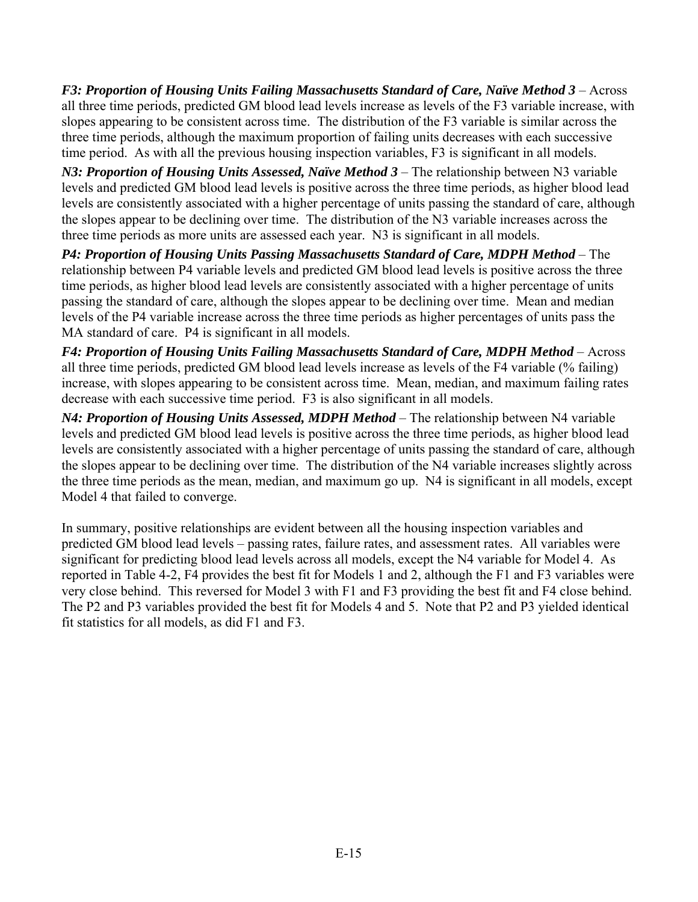***F3: Proportion of Housing Units Failing Massachusetts Standard of Care, Naïve Method 3*** – Across all three time periods, predicted GM blood lead levels increase as levels of the F3 variable increase, with slopes appearing to be consistent across time. The distribution of the F3 variable is similar across the three time periods, although the maximum proportion of failing units decreases with each successive time period. As with all the previous housing inspection variables, F3 is significant in all models.

***N3: Proportion of Housing Units Assessed, Naïve Method 3*** – The relationship between N3 variable levels and predicted GM blood lead levels is positive across the three time periods, as higher blood lead levels are consistently associated with a higher percentage of units passing the standard of care, although the slopes appear to be declining over time. The distribution of the N3 variable increases across the three time periods as more units are assessed each year. N3 is significant in all models.

***P4: Proportion of Housing Units Passing Massachusetts Standard of Care, MDPH Method*** – The relationship between P4 variable levels and predicted GM blood lead levels is positive across the three time periods, as higher blood lead levels are consistently associated with a higher percentage of units passing the standard of care, although the slopes appear to be declining over time. Mean and median levels of the P4 variable increase across the three time periods as higher percentages of units pass the MA standard of care. P4 is significant in all models.

***F4: Proportion of Housing Units Failing Massachusetts Standard of Care, MDPH Method*** – Across all three time periods, predicted GM blood lead levels increase as levels of the F4 variable (% failing) increase, with slopes appearing to be consistent across time. Mean, median, and maximum failing rates decrease with each successive time period. F3 is also significant in all models.

***N4: Proportion of Housing Units Assessed, MDPH Method*** – The relationship between N4 variable levels and predicted GM blood lead levels is positive across the three time periods, as higher blood lead levels are consistently associated with a higher percentage of units passing the standard of care, although the slopes appear to be declining over time. The distribution of the N4 variable increases slightly across the three time periods as the mean, median, and maximum go up. N4 is significant in all models, except Model 4 that failed to converge.

In summary, positive relationships are evident between all the housing inspection variables and predicted GM blood lead levels – passing rates, failure rates, and assessment rates. All variables were significant for predicting blood lead levels across all models, except the N4 variable for Model 4. As reported in Table 4-2, F4 provides the best fit for Models 1 and 2, although the F1 and F3 variables were very close behind. This reversed for Model 3 with F1 and F3 providing the best fit and F4 close behind. The P2 and P3 variables provided the best fit for Models 4 and 5. Note that P2 and P3 yielded identical fit statistics for all models, as did F1 and F3.